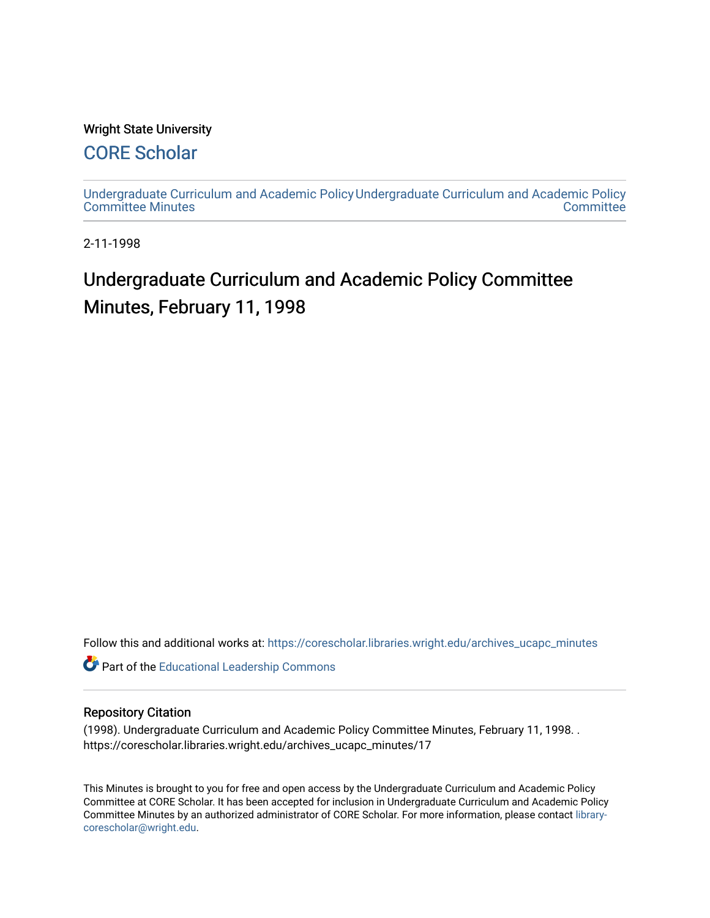Wright State University

## CORE Scholar

Undergraduate Curriculum and Academic Policy Committee Minutes | Undergraduate Curriculum and Academic Policy Committee

2-11-1998

# Undergraduate Curriculum and Academic Policy Committee Minutes, February 11, 1998

Follow this and additional works at: https://corescholar.libraries.wright.edu/archives_ucapc_minutes

Part of the Educational Leadership Commons

## Repository Citation

(1998). Undergraduate Curriculum and Academic Policy Committee Minutes, February 11, 1998. . https://corescholar.libraries.wright.edu/archives_ucapc_minutes/17

This Minutes is brought to you for free and open access by the Undergraduate Curriculum and Academic Policy Committee at CORE Scholar. It has been accepted for inclusion in Undergraduate Curriculum and Academic Policy Committee Minutes by an authorized administrator of CORE Scholar. For more information, please contact library-corescholar@wright.edu.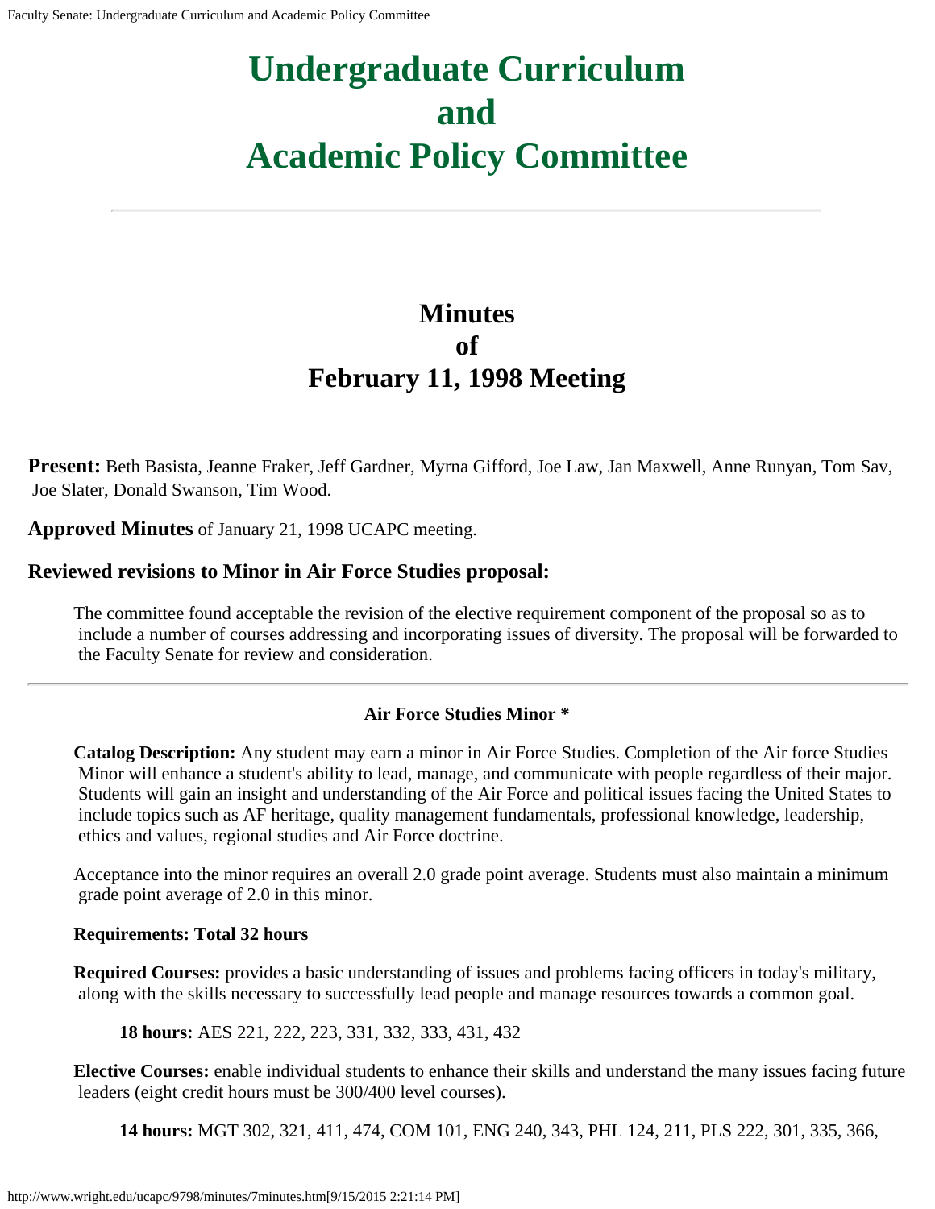# Undergraduate Curriculum and Academic Policy Committee

---

## Minutes of February 11, 1998 Meeting

**Present:** Beth Basista, Jeanne Fraker, Jeff Gardner, Myrna Gifford, Joe Law, Jan Maxwell, Anne Runyan, Tom Sav, Joe Slater, Donald Swanson, Tim Wood.

**Approved Minutes** of January 21, 1998 UCAPC meeting.

### Reviewed revisions to Minor in Air Force Studies proposal:

The committee found acceptable the revision of the elective requirement component of the proposal so as to include a number of courses addressing and incorporating issues of diversity. The proposal will be forwarded to the Faculty Senate for review and consideration.

---

**Air Force Studies Minor ***

**Catalog Description:** Any student may earn a minor in Air Force Studies. Completion of the Air force Studies Minor will enhance a student's ability to lead, manage, and communicate with people regardless of their major. Students will gain an insight and understanding of the Air Force and political issues facing the United States to include topics such as AF heritage, quality management fundamentals, professional knowledge, leadership, ethics and values, regional studies and Air Force doctrine.

Acceptance into the minor requires an overall 2.0 grade point average. Students must also maintain a minimum grade point average of 2.0 in this minor.

**Requirements: Total 32 hours**

**Required Courses:** provides a basic understanding of issues and problems facing officers in today's military, along with the skills necessary to successfully lead people and manage resources towards a common goal.

**18 hours:** AES 221, 222, 223, 331, 332, 333, 431, 432

**Elective Courses:** enable individual students to enhance their skills and understand the many issues facing future leaders (eight credit hours must be 300/400 level courses).

**14 hours:** MGT 302, 321, 411, 474, COM 101, ENG 240, 343, PHL 124, 211, PLS 222, 301, 335, 366,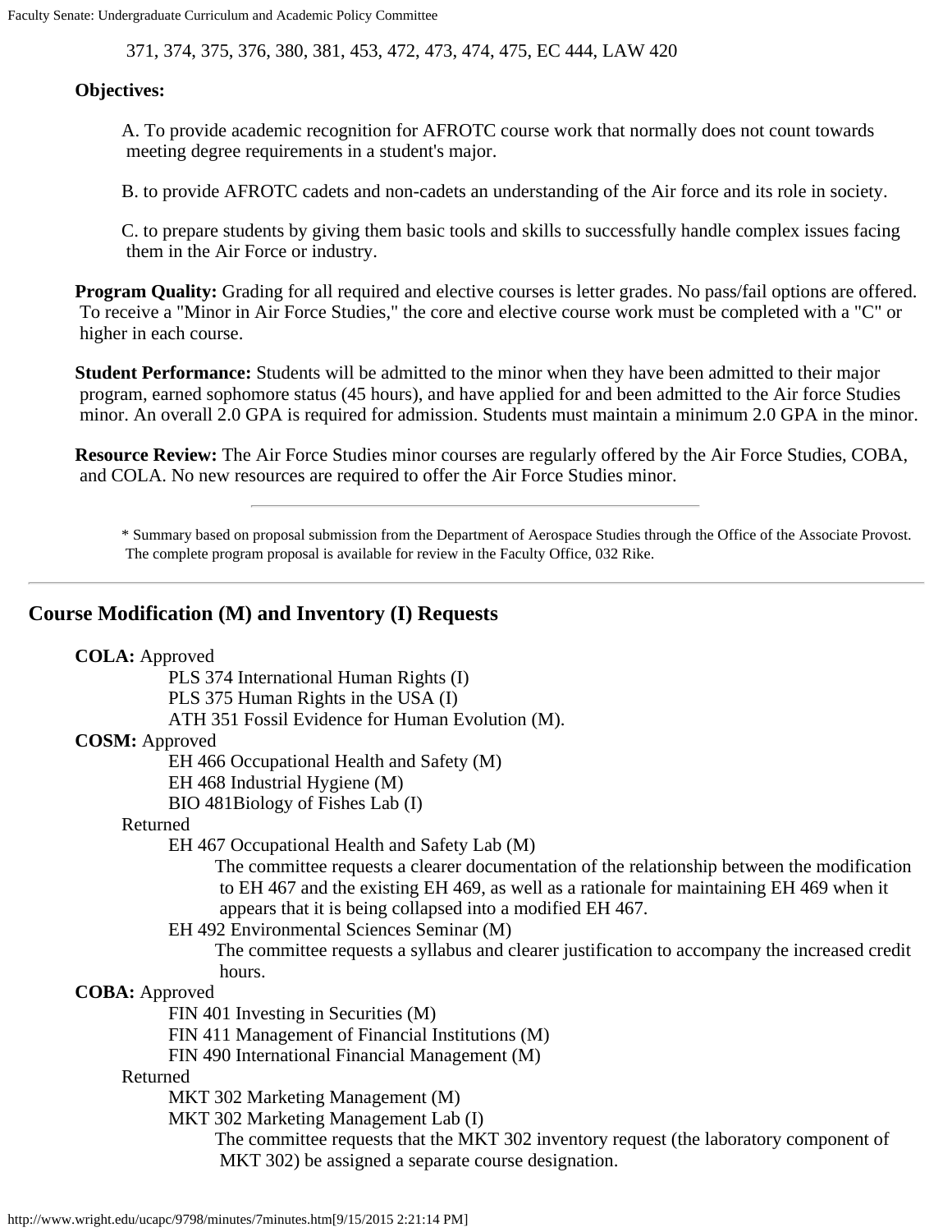371, 374, 375, 376, 380, 381, 453, 472, 473, 474, 475, EC 444, LAW 420

**Objectives:**

A. To provide academic recognition for AFROTC course work that normally does not count towards meeting degree requirements in a student's major.

B. to provide AFROTC cadets and non-cadets an understanding of the Air force and its role in society.

C. to prepare students by giving them basic tools and skills to successfully handle complex issues facing them in the Air Force or industry.

**Program Quality:** Grading for all required and elective courses is letter grades. No pass/fail options are offered. To receive a "Minor in Air Force Studies," the core and elective course work must be completed with a "C" or higher in each course.

**Student Performance:** Students will be admitted to the minor when they have been admitted to their major program, earned sophomore status (45 hours), and have applied for and been admitted to the Air force Studies minor. An overall 2.0 GPA is required for admission. Students must maintain a minimum 2.0 GPA in the minor.

**Resource Review:** The Air Force Studies minor courses are regularly offered by the Air Force Studies, COBA, and COLA. No new resources are required to offer the Air Force Studies minor.

---

* Summary based on proposal submission from the Department of Aerospace Studies through the Office of the Associate Provost. The complete program proposal is available for review in the Faculty Office, 032 Rike.

---

## Course Modification (M) and Inventory (I) Requests

**COLA:** Approved
- PLS 374 International Human Rights (I)
- PLS 375 Human Rights in the USA (I)
- ATH 351 Fossil Evidence for Human Evolution (M).

**COSM:** Approved
- EH 466 Occupational Health and Safety (M)
- EH 468 Industrial Hygiene (M)
- BIO 481Biology of Fishes Lab (I)

Returned
- EH 467 Occupational Health and Safety Lab (M)
  - The committee requests a clearer documentation of the relationship between the modification to EH 467 and the existing EH 469, as well as a rationale for maintaining EH 469 when it appears that it is being collapsed into a modified EH 467.
- EH 492 Environmental Sciences Seminar (M)
  - The committee requests a syllabus and clearer justification to accompany the increased credit hours.

**COBA:** Approved
- FIN 401 Investing in Securities (M)
- FIN 411 Management of Financial Institutions (M)
- FIN 490 International Financial Management (M)

Returned
- MKT 302 Marketing Management (M)
- MKT 302 Marketing Management Lab (I)
  - The committee requests that the MKT 302 inventory request (the laboratory component of MKT 302) be assigned a separate course designation.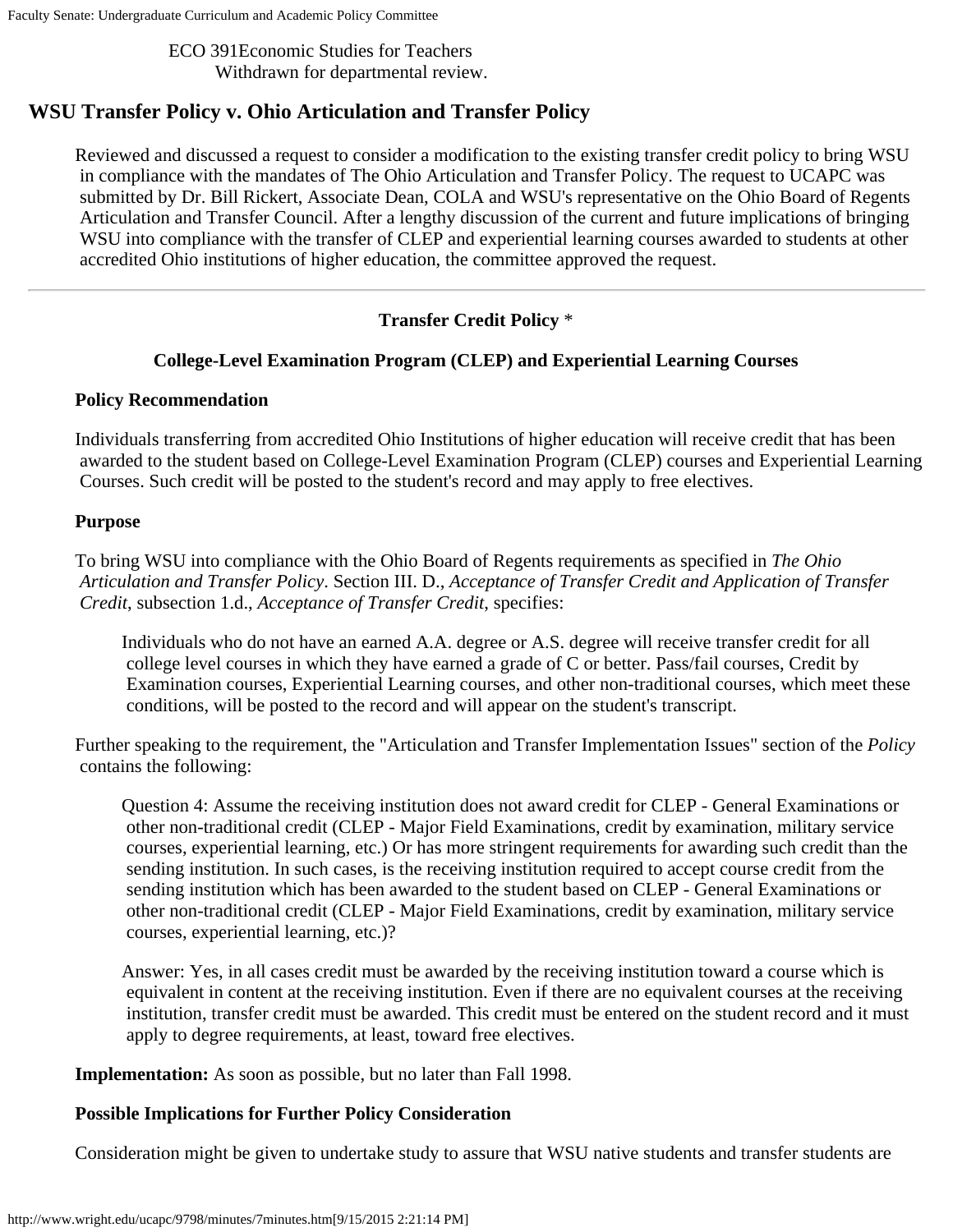ECO 391Economic Studies for Teachers
Withdrawn for departmental review.

## WSU Transfer Policy v. Ohio Articulation and Transfer Policy

Reviewed and discussed a request to consider a modification to the existing transfer credit policy to bring WSU in compliance with the mandates of The Ohio Articulation and Transfer Policy. The request to UCAPC was submitted by Dr. Bill Rickert, Associate Dean, COLA and WSU's representative on the Ohio Board of Regents Articulation and Transfer Council. After a lengthy discussion of the current and future implications of bringing WSU into compliance with the transfer of CLEP and experiential learning courses awarded to students at other accredited Ohio institutions of higher education, the committee approved the request.

---

### Transfer Credit Policy *

### College-Level Examination Program (CLEP) and Experiential Learning Courses

**Policy Recommendation**

Individuals transferring from accredited Ohio Institutions of higher education will receive credit that has been awarded to the student based on College-Level Examination Program (CLEP) courses and Experiential Learning Courses. Such credit will be posted to the student's record and may apply to free electives.

**Purpose**

To bring WSU into compliance with the Ohio Board of Regents requirements as specified in *The Ohio Articulation and Transfer Policy*. Section III. D., *Acceptance of Transfer Credit and Application of Transfer Credit*, subsection 1.d., *Acceptance of Transfer Credit*, specifies:

> Individuals who do not have an earned A.A. degree or A.S. degree will receive transfer credit for all college level courses in which they have earned a grade of C or better. Pass/fail courses, Credit by Examination courses, Experiential Learning courses, and other non-traditional courses, which meet these conditions, will be posted to the record and will appear on the student's transcript.

Further speaking to the requirement, the "Articulation and Transfer Implementation Issues" section of the *Policy* contains the following:

> Question 4: Assume the receiving institution does not award credit for CLEP - General Examinations or other non-traditional credit (CLEP - Major Field Examinations, credit by examination, military service courses, experiential learning, etc.) Or has more stringent requirements for awarding such credit than the sending institution. In such cases, is the receiving institution required to accept course credit from the sending institution which has been awarded to the student based on CLEP - General Examinations or other non-traditional credit (CLEP - Major Field Examinations, credit by examination, military service courses, experiential learning, etc.)?
>
> Answer: Yes, in all cases credit must be awarded by the receiving institution toward a course which is equivalent in content at the receiving institution. Even if there are no equivalent courses at the receiving institution, transfer credit must be awarded. This credit must be entered on the student record and it must apply to degree requirements, at least, toward free electives.

**Implementation:** As soon as possible, but no later than Fall 1998.

**Possible Implications for Further Policy Consideration**

Consideration might be given to undertake study to assure that WSU native students and transfer students are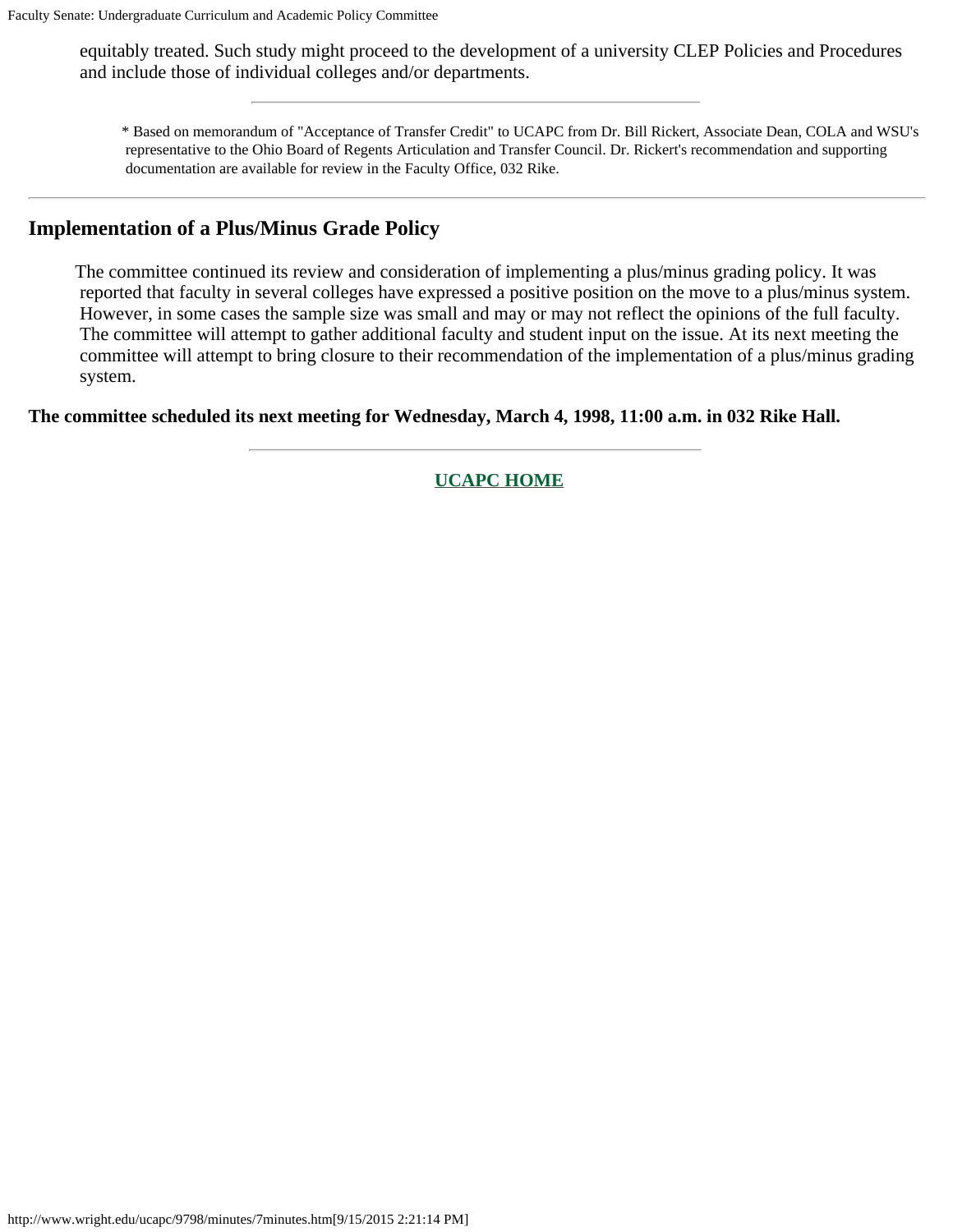equitably treated. Such study might proceed to the development of a university CLEP Policies and Procedures and include those of individual colleges and/or departments.

---

* Based on memorandum of "Acceptance of Transfer Credit" to UCAPC from Dr. Bill Rickert, Associate Dean, COLA and WSU's representative to the Ohio Board of Regents Articulation and Transfer Council. Dr. Rickert's recommendation and supporting documentation are available for review in the Faculty Office, 032 Rike.

---

## Implementation of a Plus/Minus Grade Policy

The committee continued its review and consideration of implementing a plus/minus grading policy. It was reported that faculty in several colleges have expressed a positive position on the move to a plus/minus system. However, in some cases the sample size was small and may or may not reflect the opinions of the full faculty. The committee will attempt to gather additional faculty and student input on the issue. At its next meeting the committee will attempt to bring closure to their recommendation of the implementation of a plus/minus grading system.

**The committee scheduled its next meeting for Wednesday, March 4, 1998, 11:00 a.m. in 032 Rike Hall.**

---

**UCAPC HOME**